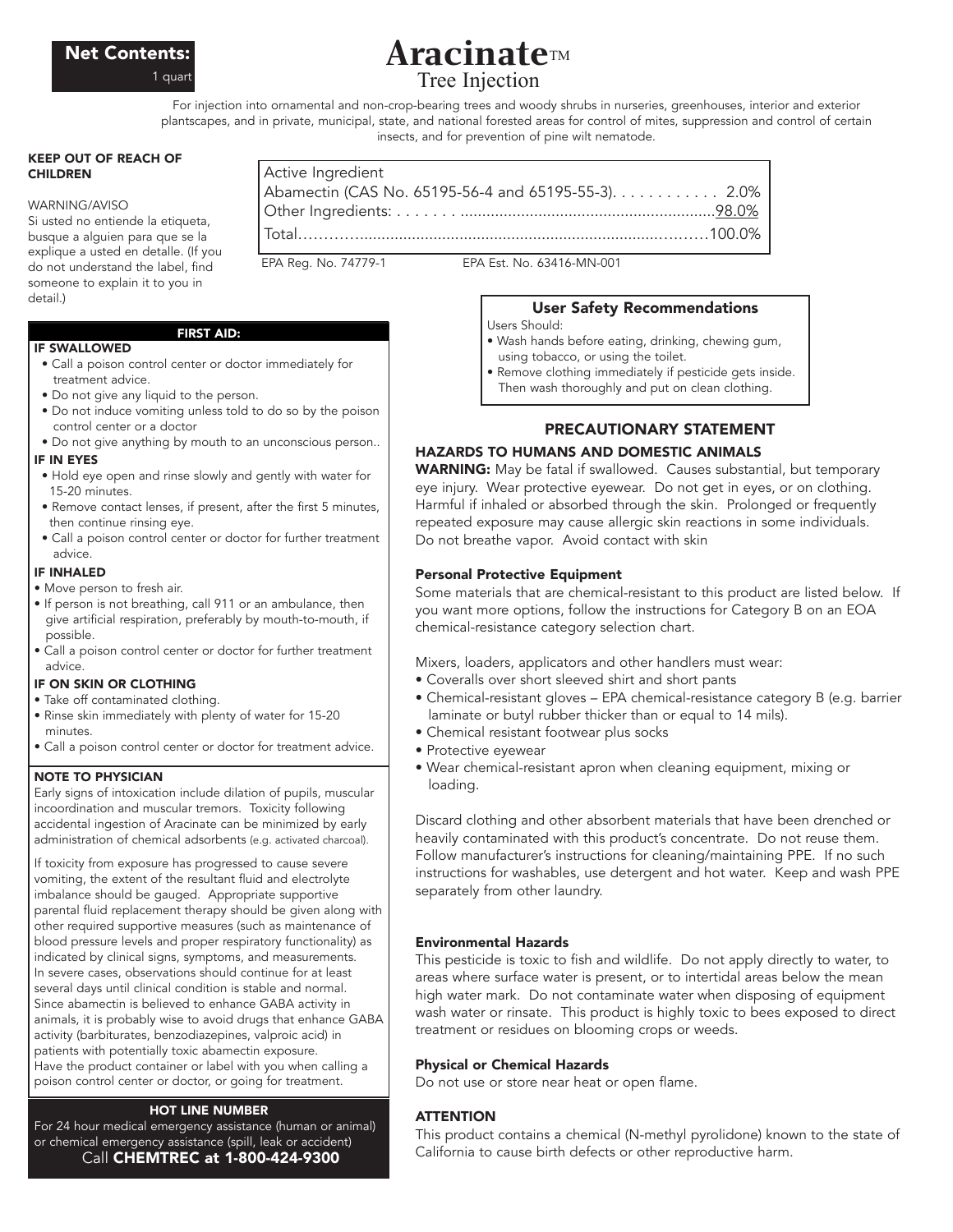**Net Contents:**
1 quart

# Aracinate™
## Tree Injection

For injection into ornamental and non-crop-bearing trees and woody shrubs in nurseries, greenhouses, interior and exterior plantscapes, and in private, municipal, state, and national forested areas for control of mites, suppression and control of certain insects, and for prevention of pine wilt nematode.

**KEEP OUT OF REACH OF CHILDREN**

WARNING/AVISO

Si usted no entiende la etiqueta, busque a alguien para que se la explique a usted en detalle. (If you do not understand the label, find someone to explain it to you in detail.)

| Active Ingredient | |
|---|---|
| Abamectin (CAS No. 65195-56-4 and 65195-55-3) | 2.0% |
| Other Ingredients: | 98.0% |
| Total | 100.0% |

EPA Reg. No. 74779-1 EPA Est. No. 63416-MN-001

### FIRST AID:

**IF SWALLOWED**

- Call a poison control center or doctor immediately for treatment advice.
- Do not give any liquid to the person.
- Do not induce vomiting unless told to do so by the poison control center or a doctor
- Do not give anything by mouth to an unconscious person..

**IF IN EYES**

- Hold eye open and rinse slowly and gently with water for 15-20 minutes.
- Remove contact lenses, if present, after the first 5 minutes, then continue rinsing eye.
- Call a poison control center or doctor for further treatment advice.

**IF INHALED**

- Move person to fresh air.
- If person is not breathing, call 911 or an ambulance, then give artificial respiration, preferably by mouth-to-mouth, if possible.
- Call a poison control center or doctor for further treatment advice.

**IF ON SKIN OR CLOTHING**

- Take off contaminated clothing.
- Rinse skin immediately with plenty of water for 15-20 minutes.
- Call a poison control center or doctor for treatment advice.

**NOTE TO PHYSICIAN**

Early signs of intoxication include dilation of pupils, muscular incoordination and muscular tremors. Toxicity following accidental ingestion of Aracinate can be minimized by early administration of chemical adsorbents (e.g. activated charcoal).

If toxicity from exposure has progressed to cause severe vomiting, the extent of the resultant fluid and electrolyte imbalance should be gauged. Appropriate supportive parental fluid replacement therapy should be given along with other required supportive measures (such as maintenance of blood pressure levels and proper respiratory functionality) as indicated by clinical signs, symptoms, and measurements. In severe cases, observations should continue for at least several days until clinical condition is stable and normal. Since abamectin is believed to enhance GABA activity in animals, it is probably wise to avoid drugs that enhance GABA activity (barbiturates, benzodiazepines, valproic acid) in patients with potentially toxic abamectin exposure.
Have the product container or label with you when calling a poison control center or doctor, or going for treatment.

**HOT LINE NUMBER**

For 24 hour medical emergency assistance (human or animal) or chemical emergency assistance (spill, leak or accident)
Call **CHEMTREC at 1-800-424-9300**

### User Safety Recommendations

Users Should:

- Wash hands before eating, drinking, chewing gum, using tobacco, or using the toilet.
- Remove clothing immediately if pesticide gets inside. Then wash thoroughly and put on clean clothing.

## PRECAUTIONARY STATEMENT

### HAZARDS TO HUMANS AND DOMESTIC ANIMALS

**WARNING:** May be fatal if swallowed. Causes substantial, but temporary eye injury. Wear protective eyewear. Do not get in eyes, or on clothing. Harmful if inhaled or absorbed through the skin. Prolonged or frequently repeated exposure may cause allergic skin reactions in some individuals. Do not breathe vapor. Avoid contact with skin

**Personal Protective Equipment**

Some materials that are chemical-resistant to this product are listed below. If you want more options, follow the instructions for Category B on an EOA chemical-resistance category selection chart.

Mixers, loaders, applicators and other handlers must wear:

- Coveralls over short sleeved shirt and short pants
- Chemical-resistant gloves – EPA chemical-resistance category B (e.g. barrier laminate or butyl rubber thicker than or equal to 14 mils).
- Chemical resistant footwear plus socks
- Protective eyewear
- Wear chemical-resistant apron when cleaning equipment, mixing or loading.

Discard clothing and other absorbent materials that have been drenched or heavily contaminated with this product's concentrate. Do not reuse them. Follow manufacturer's instructions for cleaning/maintaining PPE. If no such instructions for washables, use detergent and hot water. Keep and wash PPE separately from other laundry.

**Environmental Hazards**

This pesticide is toxic to fish and wildlife. Do not apply directly to water, to areas where surface water is present, or to intertidal areas below the mean high water mark. Do not contaminate water when disposing of equipment wash water or rinsate. This product is highly toxic to bees exposed to direct treatment or residues on blooming crops or weeds.

**Physical or Chemical Hazards**

Do not use or store near heat or open flame.

**ATTENTION**

This product contains a chemical (N-methyl pyrolidone) known to the state of California to cause birth defects or other reproductive harm.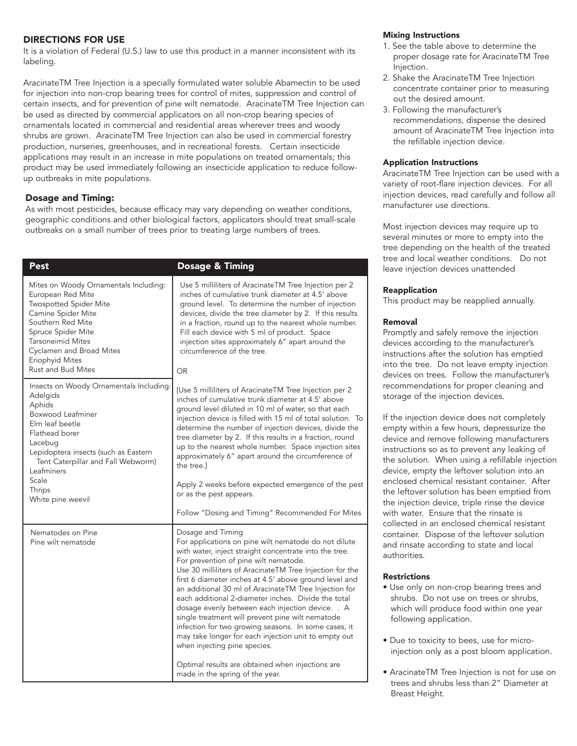## DIRECTIONS FOR USE

It is a violation of Federal (U.S.) law to use this product in a manner inconsistent with its labeling.

AracinateTM Tree Injection is a specially formulated water soluble Abamectin to be used for injection into non-crop bearing trees for control of mites, suppression and control of certain insects, and for prevention of pine wilt nematode. AracinateTM Tree Injection can be used as directed by commercial applicators on all non-crop bearing species of ornamentals located in commercial and residential areas wherever trees and woody shrubs are grown. AracinateTM Tree Injection can also be used in commercial forestry production, nurseries, greenhouses, and in recreational forests. Certain insecticide applications may result in an increase in mite populations on treated ornamentals; this product may be used immediately following an insecticide application to reduce follow-up outbreaks in mite populations.

### Dosage and Timing:

As with most pesticides, because efficacy may vary depending on weather conditions, geographic conditions and other biological factors, applicators should treat small-scale outbreaks on a small number of trees prior to treating large numbers of trees.

| Pest | Dosage & Timing |
|---|---|
| Mites on Woody Ornamentals Including:<br>European Red Mite<br>Twospotted Spider Mite<br>Camine Spider Mite<br>Southern Red Mite<br>Spruce Spider Mite<br>Tarsoneimid Mites<br>Cyclamen and Broad Mites<br>Eriophyid Mites<br>Rust and Bud Mites | Use 5 milliliters of AracinateTM Tree Injection per 2 inches of cumulative trunk diameter at 4.5' above ground level. To determine the number of injection devices, divide the tree diameter by 2. If this results in a fraction, round up to the nearest whole number. Fill each device with 5 ml of product. Space injection sites approximately 6" apart around the circumference of the tree.<br><br>OR |
| Insects on Woody Ornamentals Including:<br>Adelgids<br>Aphids<br>Boxwood Leafminer<br>Elm leaf beetle<br>Flathead borer<br>Lacebug<br>Lepidoptera insects (such as Eastern Tent Caterpillar and Fall Webworm)<br>Leafminers<br>Scale<br>Thrips<br>White pine weevil | [Use 5 milliliters of AracinateTM Tree Injection per 2 inches of cumulative trunk diameter at 4.5' above ground level diluted in 10 ml of water, so that each injection device is filled with 15 ml of total solution. To determine the number of injection devices, divide the tree diameter by 2. If this results in a fraction, round up to the nearest whole number. Space injection sites approximately 6" apart around the circumference of the tree.]<br><br>Apply 2 weeks before expected emergence of the pest or as the pest appears.<br><br>Follow "Dosing and Timing" Recommended For Mites |
| Nematodes on Pine<br>Pine wilt nematode | Dosage and Timing<br>For applications on pine wilt nematode do not dilute with water, inject straight concentrate into the tree. For prevention of pine wilt nematode.<br>Use 30 milliliters of AracinateTM Tree Injection for the first 6 diameter inches at 4.5' above ground level and an additional 30 ml of AracinateTM Tree Injection for each additional 2-diameter inches. Divide the total dosage evenly between each injection device. . A single treatment will prevent pine wilt nematode infection for two growing seasons. In some cases, it may take longer for each injection unit to empty out when injecting pine species.<br><br>Optimal results are obtained when injections are made in the spring of the year. |

### Mixing Instructions

1. See the table above to determine the proper dosage rate for AracinateTM Tree Injection.
2. Shake the AracinateTM Tree Injection concentrate container prior to measuring out the desired amount.
3. Following the manufacturer's recommendations, dispense the desired amount of AracinateTM Tree Injection into the refillable injection device.

### Application Instructions

AracinateTM Tree Injection can be used with a variety of root-flare injection devices. For all injection devices, read carefully and follow all manufacturer use directions.

Most injection devices may require up to several minutes or more to empty into the tree depending on the health of the treated tree and local weather conditions. Do not leave injection devices unattended

### Reapplication

This product may be reapplied annually.

### Removal

Promptly and safely remove the injection devices according to the manufacturer's instructions after the solution has emptied into the tree. Do not leave empty injection devices on trees. Follow the manufacturer's recommendations for proper cleaning and storage of the injection devices.

If the injection device does not completely empty within a few hours, depressurize the device and remove following manufacturers instructions so as to prevent any leaking of the solution. When using a refillable injection device, empty the leftover solution into an enclosed chemical resistant container. After the leftover solution has been emptied from the injection device, triple rinse the device with water. Ensure that the rinsate is collected in an enclosed chemical resistant container. Dispose of the leftover solution and rinsate according to state and local authorities.

### Restrictions

- Use only on non-crop bearing trees and shrubs. Do not use on trees or shrubs, which will produce food within one year following application.
- Due to toxicity to bees, use for micro-injection only as a post bloom application.
- AracinateTM Tree Injection is not for use on trees and shrubs less than 2" Diameter at Breast Height.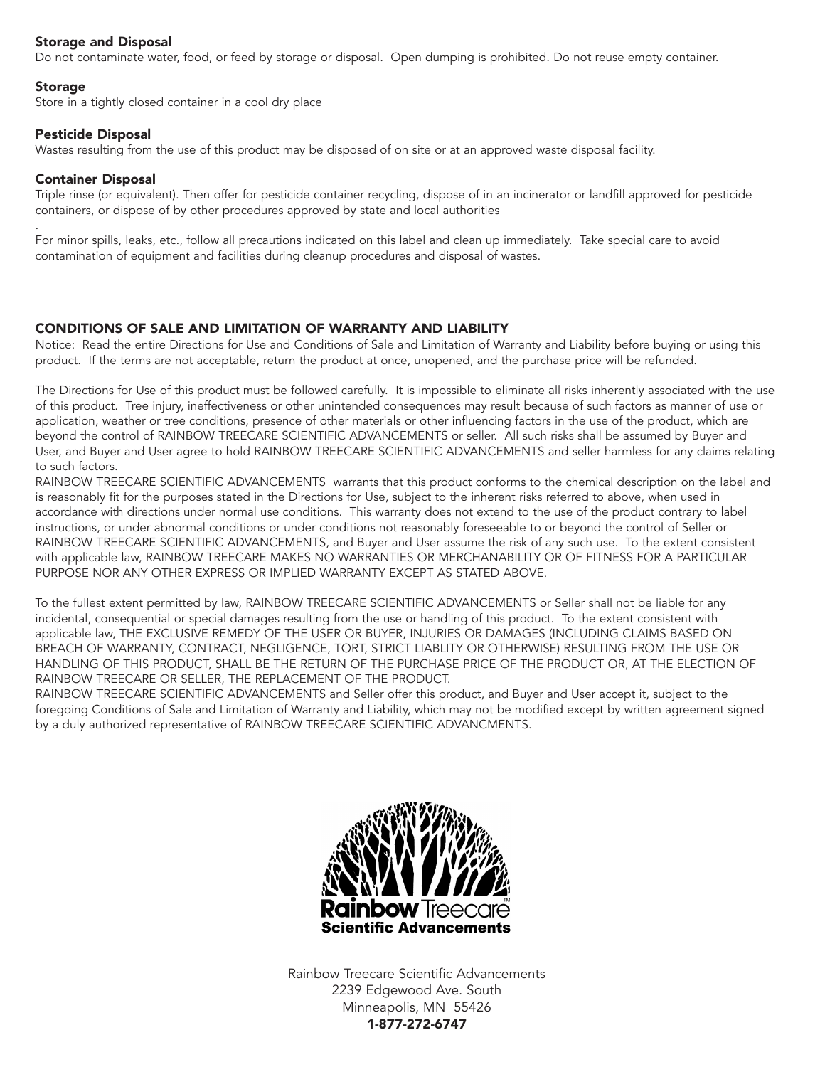### Storage and Disposal

Do not contaminate water, food, or feed by storage or disposal. Open dumping is prohibited. Do not reuse empty container.

### Storage

Store in a tightly closed container in a cool dry place

### Pesticide Disposal

Wastes resulting from the use of this product may be disposed of on site or at an approved waste disposal facility.

### Container Disposal

Triple rinse (or equivalent). Then offer for pesticide container recycling, dispose of in an incinerator or landfill approved for pesticide containers, or dispose of by other procedures approved by state and local authorities

.

For minor spills, leaks, etc., follow all precautions indicated on this label and clean up immediately. Take special care to avoid contamination of equipment and facilities during cleanup procedures and disposal of wastes.

### CONDITIONS OF SALE AND LIMITATION OF WARRANTY AND LIABILITY

Notice: Read the entire Directions for Use and Conditions of Sale and Limitation of Warranty and Liability before buying or using this product. If the terms are not acceptable, return the product at once, unopened, and the purchase price will be refunded.

The Directions for Use of this product must be followed carefully. It is impossible to eliminate all risks inherently associated with the use of this product. Tree injury, ineffectiveness or other unintended consequences may result because of such factors as manner of use or application, weather or tree conditions, presence of other materials or other influencing factors in the use of the product, which are beyond the control of RAINBOW TREECARE SCIENTIFIC ADVANCEMENTS or seller. All such risks shall be assumed by Buyer and User, and Buyer and User agree to hold RAINBOW TREECARE SCIENTIFIC ADVANCEMENTS and seller harmless for any claims relating to such factors.

RAINBOW TREECARE SCIENTIFIC ADVANCEMENTS warrants that this product conforms to the chemical description on the label and is reasonably fit for the purposes stated in the Directions for Use, subject to the inherent risks referred to above, when used in accordance with directions under normal use conditions. This warranty does not extend to the use of the product contrary to label instructions, or under abnormal conditions or under conditions not reasonably foreseeable to or beyond the control of Seller or RAINBOW TREECARE SCIENTIFIC ADVANCEMENTS, and Buyer and User assume the risk of any such use. To the extent consistent with applicable law, RAINBOW TREECARE MAKES NO WARRANTIES OR MERCHANABILITY OR OF FITNESS FOR A PARTICULAR PURPOSE NOR ANY OTHER EXPRESS OR IMPLIED WARRANTY EXCEPT AS STATED ABOVE.

To the fullest extent permitted by law, RAINBOW TREECARE SCIENTIFIC ADVANCEMENTS or Seller shall not be liable for any incidental, consequential or special damages resulting from the use or handling of this product. To the extent consistent with applicable law, THE EXCLUSIVE REMEDY OF THE USER OR BUYER, INJURIES OR DAMAGES (INCLUDING CLAIMS BASED ON BREACH OF WARRANTY, CONTRACT, NEGLIGENCE, TORT, STRICT LIABLITY OR OTHERWISE) RESULTING FROM THE USE OR HANDLING OF THIS PRODUCT, SHALL BE THE RETURN OF THE PURCHASE PRICE OF THE PRODUCT OR, AT THE ELECTION OF RAINBOW TREECARE OR SELLER, THE REPLACEMENT OF THE PRODUCT.

RAINBOW TREECARE SCIENTIFIC ADVANCEMENTS and Seller offer this product, and Buyer and User accept it, subject to the foregoing Conditions of Sale and Limitation of Warranty and Liability, which may not be modified except by written agreement signed by a duly authorized representative of RAINBOW TREECARE SCIENTIFIC ADVANCMENTS.

Rainbow Treecare™ Scientific Advancements

Rainbow Treecare Scientific Advancements
2239 Edgewood Ave. South
Minneapolis, MN 55426
**1-877-272-6747**